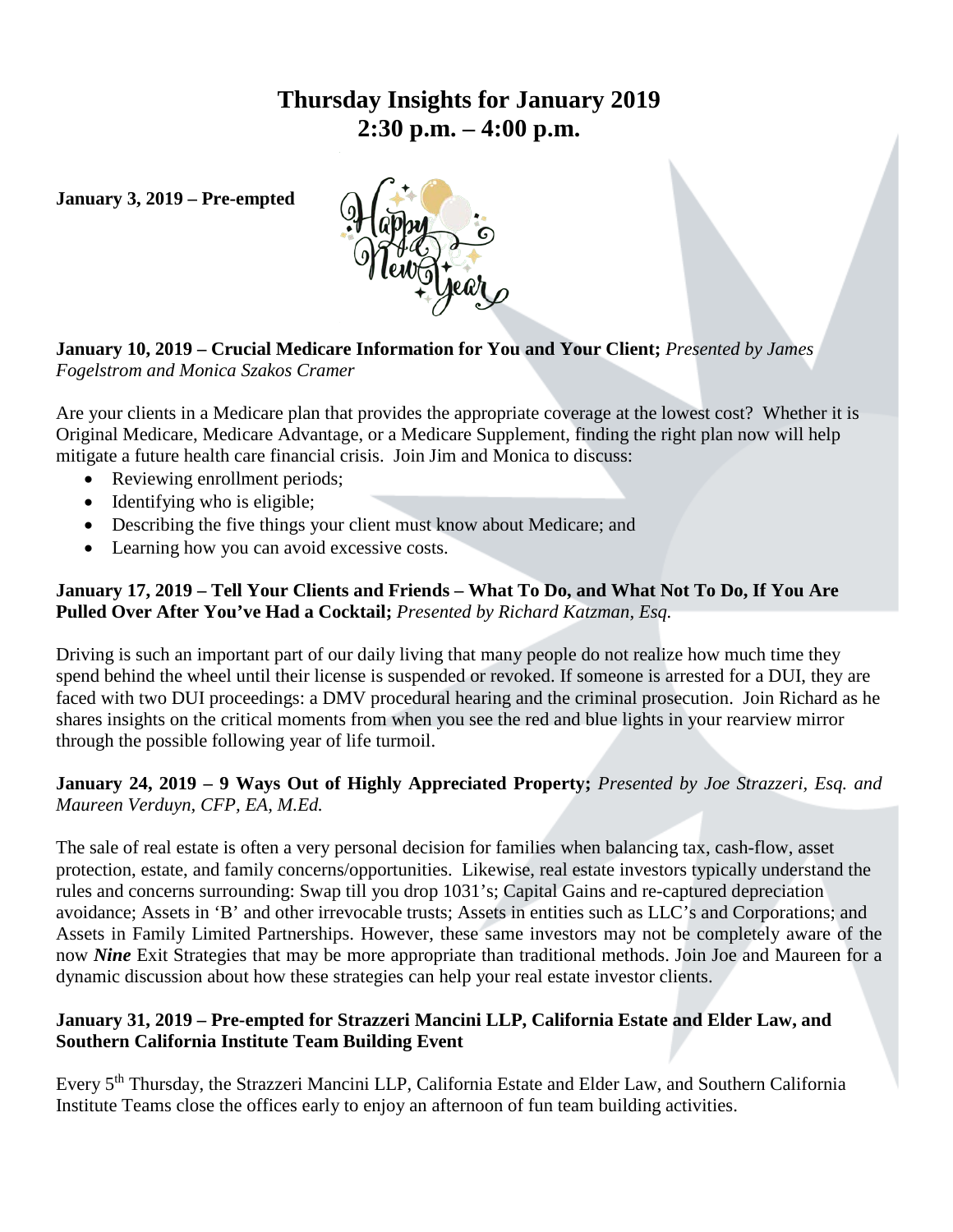# Thursday Insights for January 2019
# 2:30 p.m. – 4:00 p.m.

**January 3, 2019 – Pre-empted**

**January 10, 2019 – Crucial Medicare Information for You and Your Client;** *Presented by James Fogelstrom and Monica Szakos Cramer*

Are your clients in a Medicare plan that provides the appropriate coverage at the lowest cost? Whether it is Original Medicare, Medicare Advantage, or a Medicare Supplement, finding the right plan now will help mitigate a future health care financial crisis. Join Jim and Monica to discuss:

- Reviewing enrollment periods;
- Identifying who is eligible;
- Describing the five things your client must know about Medicare; and
- Learning how you can avoid excessive costs.

**January 17, 2019 – Tell Your Clients and Friends – What To Do, and What Not To Do, If You Are Pulled Over After You've Had a Cocktail;** *Presented by Richard Katzman, Esq.*

Driving is such an important part of our daily living that many people do not realize how much time they spend behind the wheel until their license is suspended or revoked. If someone is arrested for a DUI, they are faced with two DUI proceedings: a DMV procedural hearing and the criminal prosecution. Join Richard as he shares insights on the critical moments from when you see the red and blue lights in your rearview mirror through the possible following year of life turmoil.

**January 24, 2019 – 9 Ways Out of Highly Appreciated Property;** *Presented by Joe Strazzeri, Esq. and Maureen Verduyn, CFP, EA, M.Ed.*

The sale of real estate is often a very personal decision for families when balancing tax, cash-flow, asset protection, estate, and family concerns/opportunities. Likewise, real estate investors typically understand the rules and concerns surrounding: Swap till you drop 1031's; Capital Gains and re-captured depreciation avoidance; Assets in 'B' and other irrevocable trusts; Assets in entities such as LLC's and Corporations; and Assets in Family Limited Partnerships. However, these same investors may not be completely aware of the now ***Nine*** Exit Strategies that may be more appropriate than traditional methods. Join Joe and Maureen for a dynamic discussion about how these strategies can help your real estate investor clients.

**January 31, 2019 – Pre-empted for Strazzeri Mancini LLP, California Estate and Elder Law, and Southern California Institute Team Building Event**

Every 5th Thursday, the Strazzeri Mancini LLP, California Estate and Elder Law, and Southern California Institute Teams close the offices early to enjoy an afternoon of fun team building activities.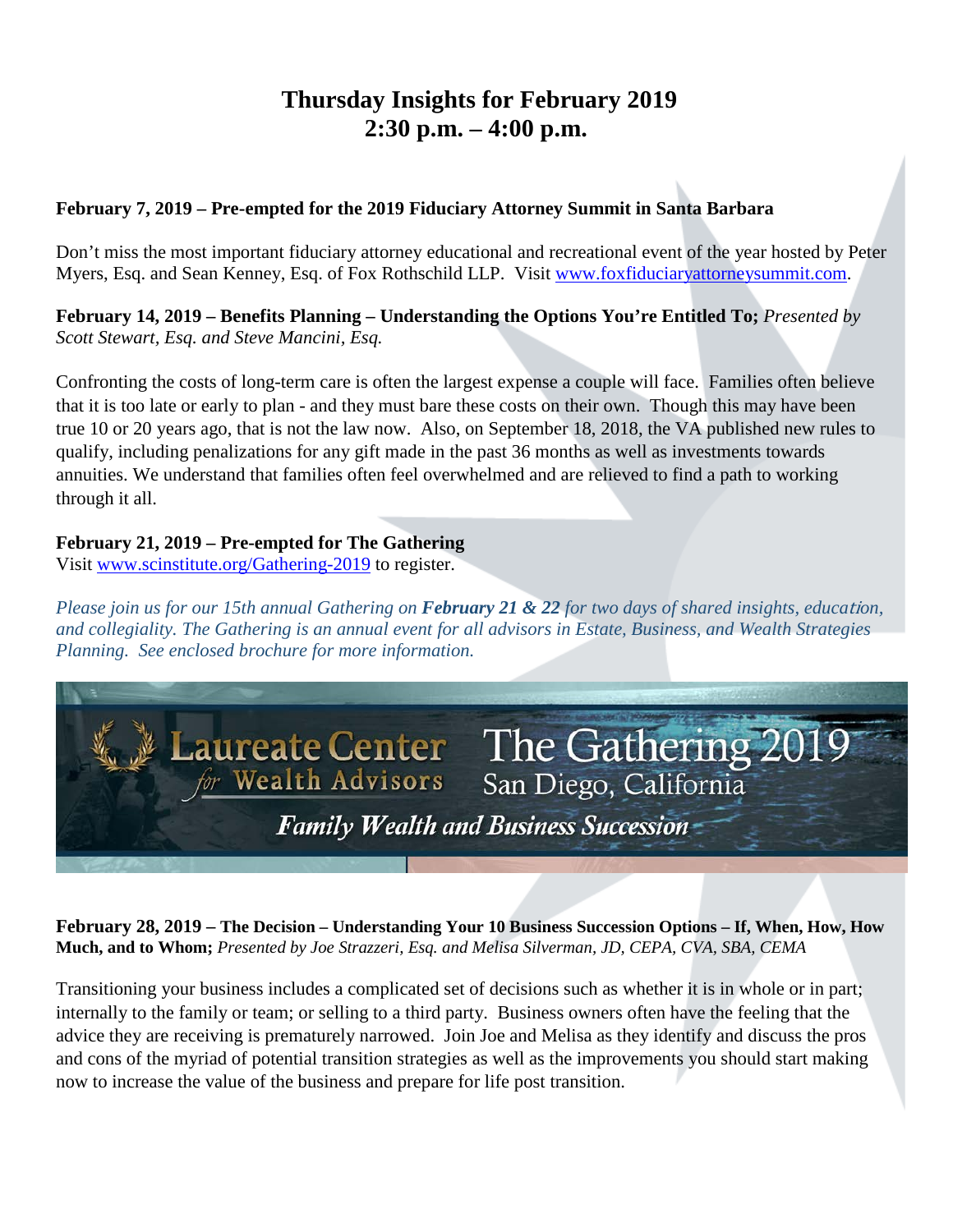# Thursday Insights for February 2019
# 2:30 p.m. – 4:00 p.m.

**February 7, 2019 – Pre-empted for the 2019 Fiduciary Attorney Summit in Santa Barbara**

Don't miss the most important fiduciary attorney educational and recreational event of the year hosted by Peter Myers, Esq. and Sean Kenney, Esq. of Fox Rothschild LLP. Visit www.foxfiduciaryattorneysummit.com.

**February 14, 2019 – Benefits Planning – Understanding the Options You're Entitled To;** *Presented by Scott Stewart, Esq. and Steve Mancini, Esq.*

Confronting the costs of long-term care is often the largest expense a couple will face. Families often believe that it is too late or early to plan - and they must bare these costs on their own. Though this may have been true 10 or 20 years ago, that is not the law now. Also, on September 18, 2018, the VA published new rules to qualify, including penalizations for any gift made in the past 36 months as well as investments towards annuities. We understand that families often feel overwhelmed and are relieved to find a path to working through it all.

**February 21, 2019 – Pre-empted for The Gathering**
Visit www.scinstitute.org/Gathering-2019 to register.

*Please join us for our 15th annual Gathering on **February 21 & 22** for two days of shared insights, education, and collegiality. The Gathering is an annual event for all advisors in Estate, Business, and Wealth Strategies Planning. See enclosed brochure for more information.*

Laureate Center for Wealth Advisors — The Gathering 2019 — San Diego, California — *Family Wealth and Business Succession*

**February 28, 2019 – The Decision – Understanding Your 10 Business Succession Options – If, When, How, How Much, and to Whom;** *Presented by Joe Strazzeri, Esq. and Melisa Silverman, JD, CEPA, CVA, SBA, CEMA*

Transitioning your business includes a complicated set of decisions such as whether it is in whole or in part; internally to the family or team; or selling to a third party. Business owners often have the feeling that the advice they are receiving is prematurely narrowed. Join Joe and Melisa as they identify and discuss the pros and cons of the myriad of potential transition strategies as well as the improvements you should start making now to increase the value of the business and prepare for life post transition.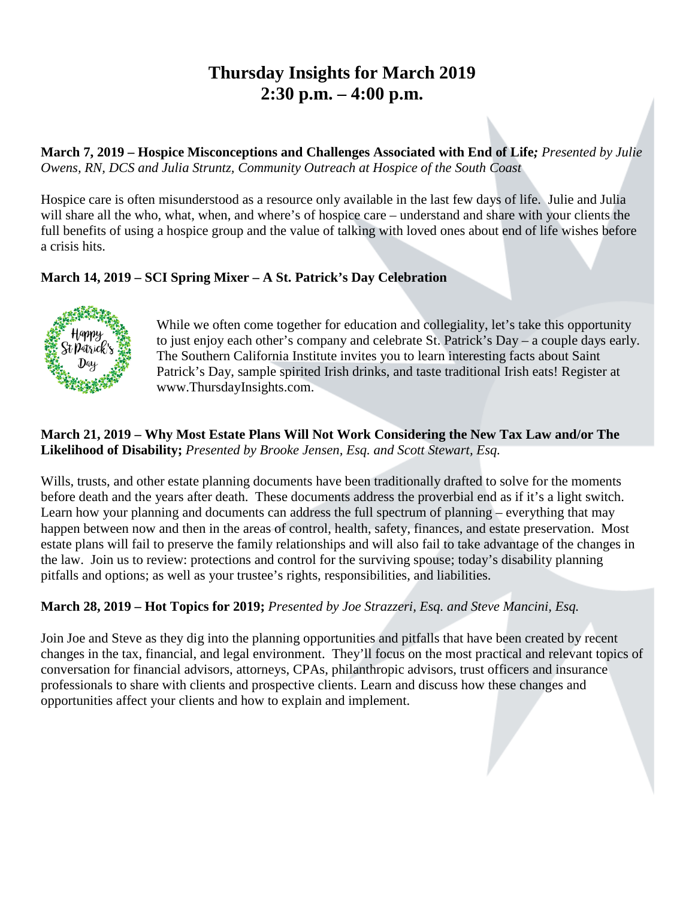# Thursday Insights for March 2019
# 2:30 p.m. – 4:00 p.m.

**March 7, 2019 – Hospice Misconceptions and Challenges Associated with End of Life;** *Presented by Julie Owens, RN, DCS and Julia Struntz, Community Outreach at Hospice of the South Coast*

Hospice care is often misunderstood as a resource only available in the last few days of life. Julie and Julia will share all the who, what, when, and where's of hospice care – understand and share with your clients the full benefits of using a hospice group and the value of talking with loved ones about end of life wishes before a crisis hits.

**March 14, 2019 – SCI Spring Mixer – A St. Patrick's Day Celebration**

While we often come together for education and collegiality, let's take this opportunity to just enjoy each other's company and celebrate St. Patrick's Day – a couple days early. The Southern California Institute invites you to learn interesting facts about Saint Patrick's Day, sample spirited Irish drinks, and taste traditional Irish eats! Register at www.ThursdayInsights.com.

**March 21, 2019 – Why Most Estate Plans Will Not Work Considering the New Tax Law and/or The Likelihood of Disability;** *Presented by Brooke Jensen, Esq. and Scott Stewart, Esq.*

Wills, trusts, and other estate planning documents have been traditionally drafted to solve for the moments before death and the years after death. These documents address the proverbial end as if it's a light switch. Learn how your planning and documents can address the full spectrum of planning – everything that may happen between now and then in the areas of control, health, safety, finances, and estate preservation. Most estate plans will fail to preserve the family relationships and will also fail to take advantage of the changes in the law. Join us to review: protections and control for the surviving spouse; today's disability planning pitfalls and options; as well as your trustee's rights, responsibilities, and liabilities.

**March 28, 2019 – Hot Topics for 2019;** *Presented by Joe Strazzeri, Esq. and Steve Mancini, Esq.*

Join Joe and Steve as they dig into the planning opportunities and pitfalls that have been created by recent changes in the tax, financial, and legal environment. They'll focus on the most practical and relevant topics of conversation for financial advisors, attorneys, CPAs, philanthropic advisors, trust officers and insurance professionals to share with clients and prospective clients. Learn and discuss how these changes and opportunities affect your clients and how to explain and implement.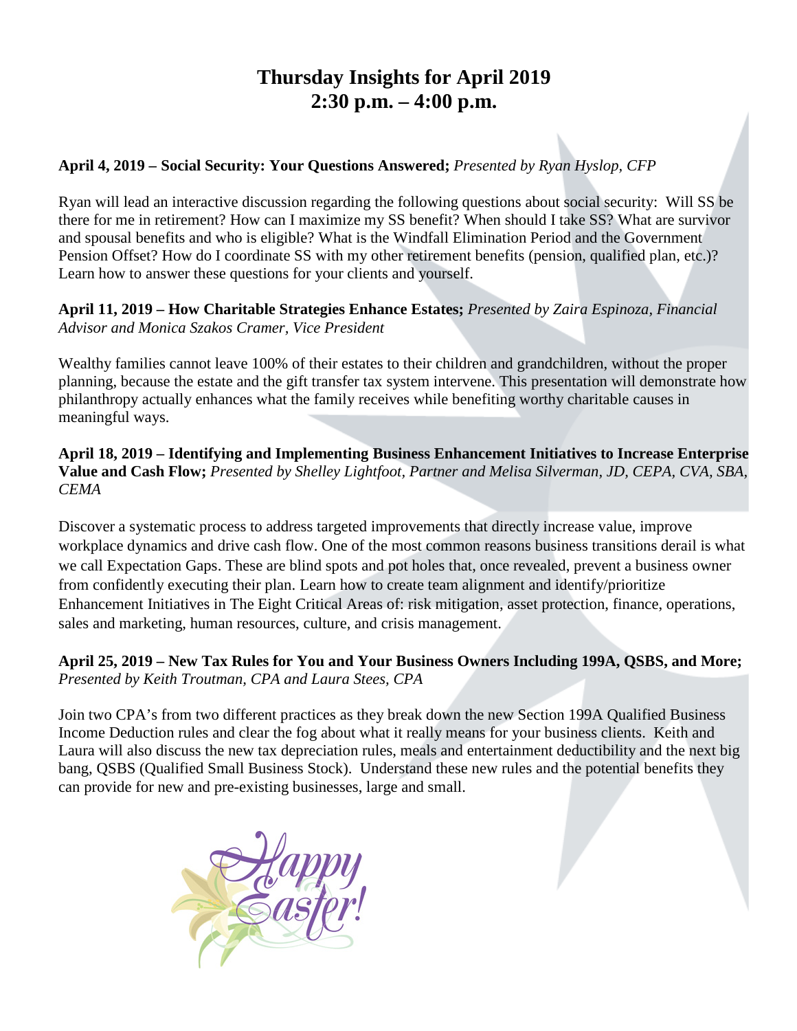# Thursday Insights for April 2019
# 2:30 p.m. – 4:00 p.m.

**April 4, 2019 – Social Security: Your Questions Answered;** *Presented by Ryan Hyslop, CFP*

Ryan will lead an interactive discussion regarding the following questions about social security: Will SS be there for me in retirement? How can I maximize my SS benefit? When should I take SS? What are survivor and spousal benefits and who is eligible? What is the Windfall Elimination Period and the Government Pension Offset? How do I coordinate SS with my other retirement benefits (pension, qualified plan, etc.)? Learn how to answer these questions for your clients and yourself.

**April 11, 2019 – How Charitable Strategies Enhance Estates;** *Presented by Zaira Espinoza, Financial Advisor and Monica Szakos Cramer, Vice President*

Wealthy families cannot leave 100% of their estates to their children and grandchildren, without the proper planning, because the estate and the gift transfer tax system intervene. This presentation will demonstrate how philanthropy actually enhances what the family receives while benefiting worthy charitable causes in meaningful ways.

**April 18, 2019 – Identifying and Implementing Business Enhancement Initiatives to Increase Enterprise Value and Cash Flow;** *Presented by Shelley Lightfoot, Partner and Melisa Silverman, JD, CEPA, CVA, SBA, CEMA*

Discover a systematic process to address targeted improvements that directly increase value, improve workplace dynamics and drive cash flow. One of the most common reasons business transitions derail is what we call Expectation Gaps. These are blind spots and pot holes that, once revealed, prevent a business owner from confidently executing their plan. Learn how to create team alignment and identify/prioritize Enhancement Initiatives in The Eight Critical Areas of: risk mitigation, asset protection, finance, operations, sales and marketing, human resources, culture, and crisis management.

**April 25, 2019 – New Tax Rules for You and Your Business Owners Including 199A, QSBS, and More;** *Presented by Keith Troutman, CPA and Laura Stees, CPA*

Join two CPA's from two different practices as they break down the new Section 199A Qualified Business Income Deduction rules and clear the fog about what it really means for your business clients. Keith and Laura will also discuss the new tax depreciation rules, meals and entertainment deductibility and the next big bang, QSBS (Qualified Small Business Stock). Understand these new rules and the potential benefits they can provide for new and pre-existing businesses, large and small.

Happy Easter!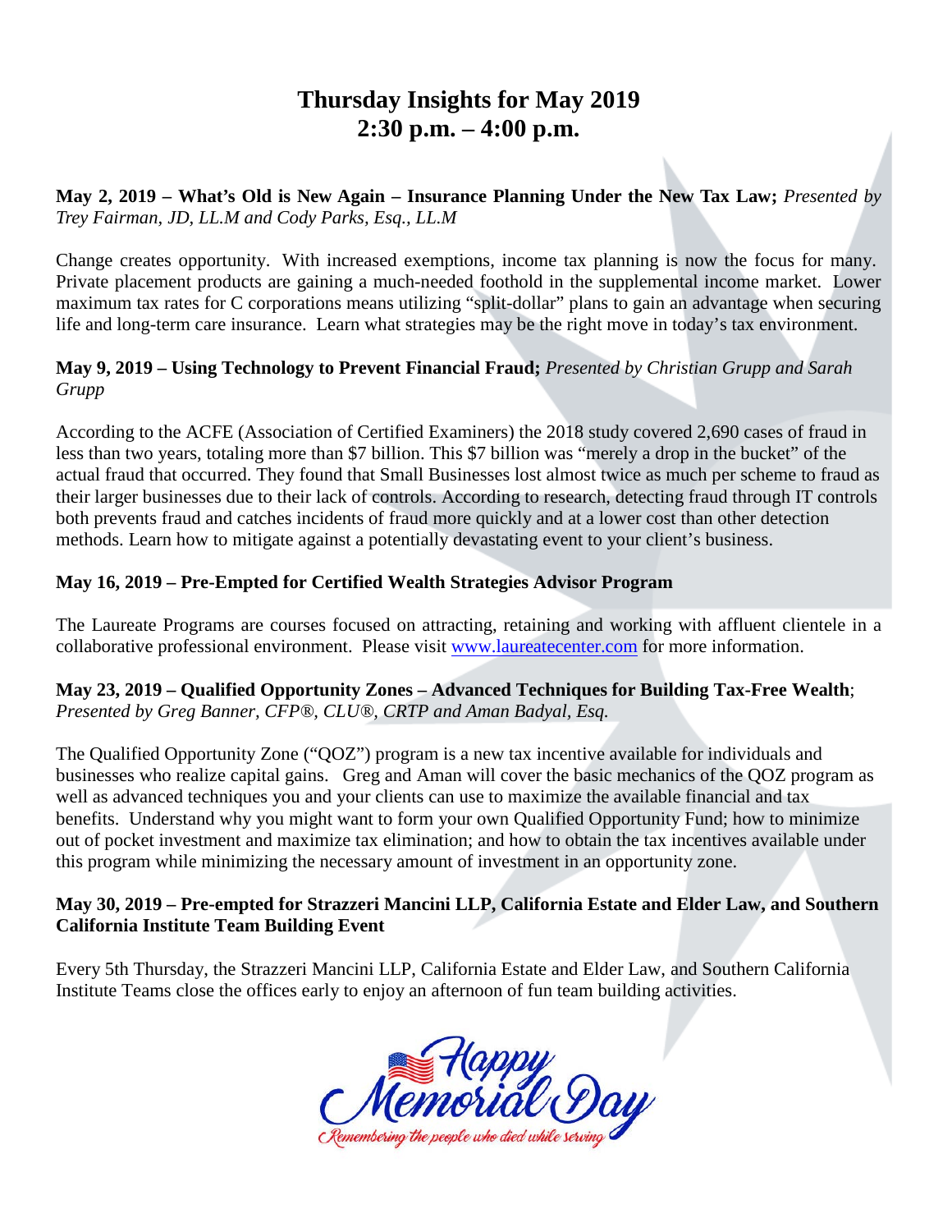# Thursday Insights for May 2019
# 2:30 p.m. – 4:00 p.m.

**May 2, 2019 – What's Old is New Again – Insurance Planning Under the New Tax Law;** *Presented by Trey Fairman, JD, LL.M and Cody Parks, Esq., LL.M*

Change creates opportunity. With increased exemptions, income tax planning is now the focus for many. Private placement products are gaining a much-needed foothold in the supplemental income market. Lower maximum tax rates for C corporations means utilizing "split-dollar" plans to gain an advantage when securing life and long-term care insurance. Learn what strategies may be the right move in today's tax environment.

**May 9, 2019 – Using Technology to Prevent Financial Fraud;** *Presented by Christian Grupp and Sarah Grupp*

According to the ACFE (Association of Certified Examiners) the 2018 study covered 2,690 cases of fraud in less than two years, totaling more than $7 billion. This $7 billion was "merely a drop in the bucket" of the actual fraud that occurred. They found that Small Businesses lost almost twice as much per scheme to fraud as their larger businesses due to their lack of controls. According to research, detecting fraud through IT controls both prevents fraud and catches incidents of fraud more quickly and at a lower cost than other detection methods. Learn how to mitigate against a potentially devastating event to your client's business.

**May 16, 2019 – Pre-Empted for Certified Wealth Strategies Advisor Program**

The Laureate Programs are courses focused on attracting, retaining and working with affluent clientele in a collaborative professional environment. Please visit www.laureatecenter.com for more information.

**May 23, 2019 – Qualified Opportunity Zones – Advanced Techniques for Building Tax-Free Wealth**; *Presented by Greg Banner, CFP®, CLU®, CRTP and Aman Badyal, Esq.*

The Qualified Opportunity Zone ("QOZ") program is a new tax incentive available for individuals and businesses who realize capital gains. Greg and Aman will cover the basic mechanics of the QOZ program as well as advanced techniques you and your clients can use to maximize the available financial and tax benefits. Understand why you might want to form your own Qualified Opportunity Fund; how to minimize out of pocket investment and maximize tax elimination; and how to obtain the tax incentives available under this program while minimizing the necessary amount of investment in an opportunity zone.

**May 30, 2019 – Pre-empted for Strazzeri Mancini LLP, California Estate and Elder Law, and Southern California Institute Team Building Event**

Every 5th Thursday, the Strazzeri Mancini LLP, California Estate and Elder Law, and Southern California Institute Teams close the offices early to enjoy an afternoon of fun team building activities.

Happy Memorial Day

*Remembering the people who died while serving*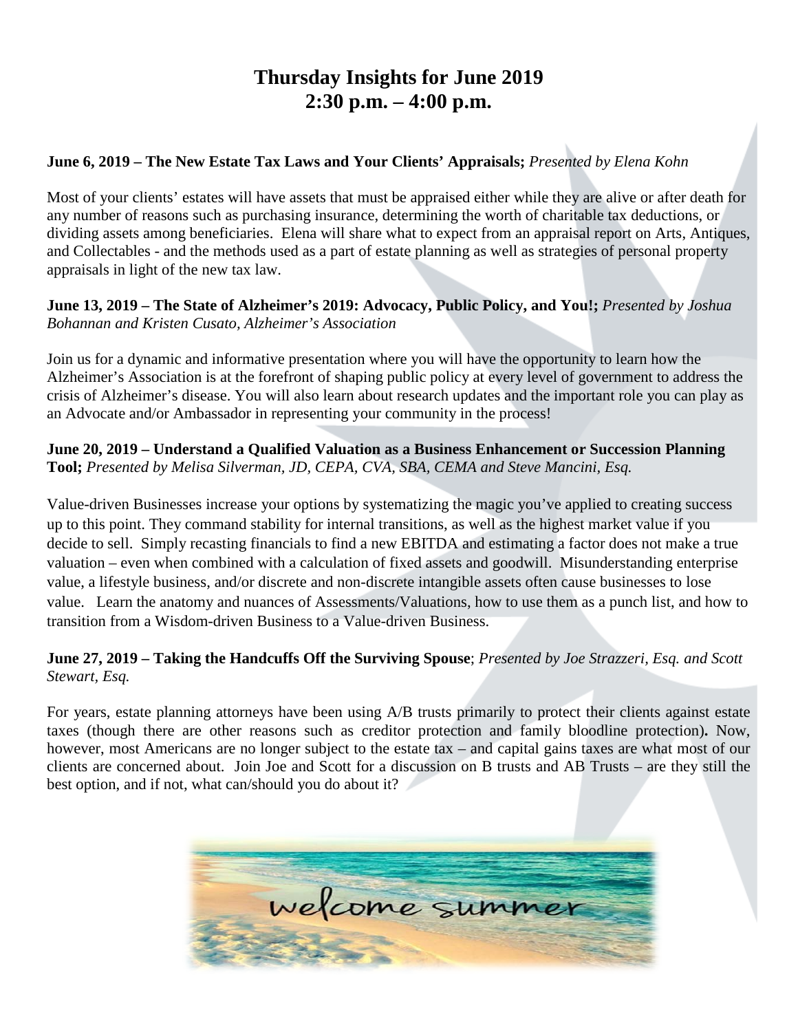# Thursday Insights for June 2019
# 2:30 p.m. – 4:00 p.m.

**June 6, 2019 – The New Estate Tax Laws and Your Clients' Appraisals;** *Presented by Elena Kohn*

Most of your clients' estates will have assets that must be appraised either while they are alive or after death for any number of reasons such as purchasing insurance, determining the worth of charitable tax deductions, or dividing assets among beneficiaries. Elena will share what to expect from an appraisal report on Arts, Antiques, and Collectables - and the methods used as a part of estate planning as well as strategies of personal property appraisals in light of the new tax law.

**June 13, 2019 – The State of Alzheimer's 2019: Advocacy, Public Policy, and You!;** *Presented by Joshua Bohannan and Kristen Cusato, Alzheimer's Association*

Join us for a dynamic and informative presentation where you will have the opportunity to learn how the Alzheimer's Association is at the forefront of shaping public policy at every level of government to address the crisis of Alzheimer's disease. You will also learn about research updates and the important role you can play as an Advocate and/or Ambassador in representing your community in the process!

**June 20, 2019 – Understand a Qualified Valuation as a Business Enhancement or Succession Planning Tool;** *Presented by Melisa Silverman, JD, CEPA, CVA, SBA, CEMA and Steve Mancini, Esq.*

Value-driven Businesses increase your options by systematizing the magic you've applied to creating success up to this point. They command stability for internal transitions, as well as the highest market value if you decide to sell. Simply recasting financials to find a new EBITDA and estimating a factor does not make a true valuation – even when combined with a calculation of fixed assets and goodwill. Misunderstanding enterprise value, a lifestyle business, and/or discrete and non-discrete intangible assets often cause businesses to lose value. Learn the anatomy and nuances of Assessments/Valuations, how to use them as a punch list, and how to transition from a Wisdom-driven Business to a Value-driven Business.

**June 27, 2019 – Taking the Handcuffs Off the Surviving Spouse**; *Presented by Joe Strazzeri, Esq. and Scott Stewart, Esq.*

For years, estate planning attorneys have been using A/B trusts primarily to protect their clients against estate taxes (though there are other reasons such as creditor protection and family bloodline protection)**.** Now, however, most Americans are no longer subject to the estate tax – and capital gains taxes are what most of our clients are concerned about. Join Joe and Scott for a discussion on B trusts and AB Trusts – are they still the best option, and if not, what can/should you do about it?

welcome summer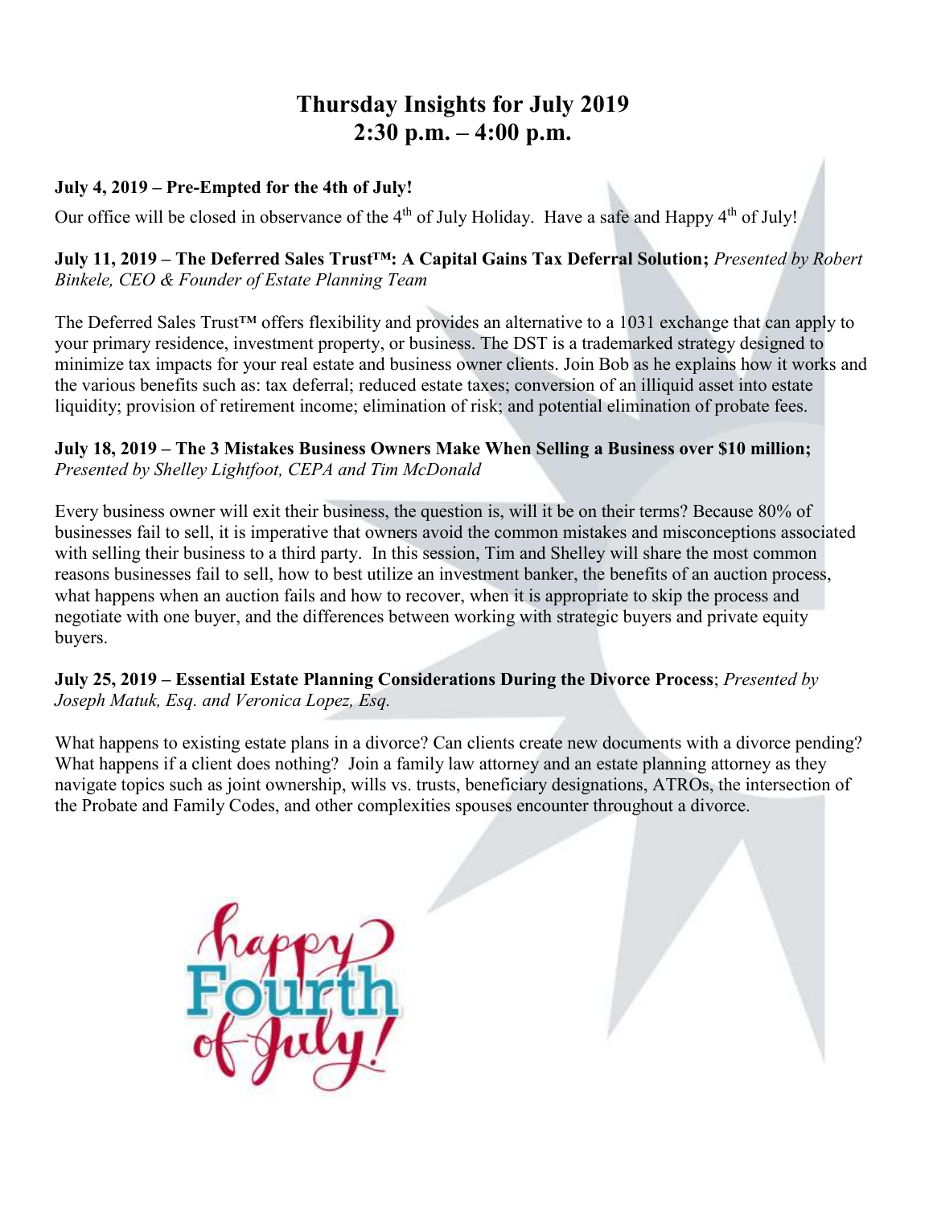# Thursday Insights for July 2019
# 2:30 p.m. – 4:00 p.m.

**July 4, 2019 – Pre-Empted for the 4th of July!**

Our office will be closed in observance of the 4th of July Holiday. Have a safe and Happy 4th of July!

**July 11, 2019 – The Deferred Sales Trust™: A Capital Gains Tax Deferral Solution;** *Presented by Robert Binkele, CEO & Founder of Estate Planning Team*

The Deferred Sales Trust™ offers flexibility and provides an alternative to a 1031 exchange that can apply to your primary residence, investment property, or business. The DST is a trademarked strategy designed to minimize tax impacts for your real estate and business owner clients. Join Bob as he explains how it works and the various benefits such as: tax deferral; reduced estate taxes; conversion of an illiquid asset into estate liquidity; provision of retirement income; elimination of risk; and potential elimination of probate fees.

**July 18, 2019 – The 3 Mistakes Business Owners Make When Selling a Business over $10 million;** *Presented by Shelley Lightfoot, CEPA and Tim McDonald*

Every business owner will exit their business, the question is, will it be on their terms? Because 80% of businesses fail to sell, it is imperative that owners avoid the common mistakes and misconceptions associated with selling their business to a third party. In this session, Tim and Shelley will share the most common reasons businesses fail to sell, how to best utilize an investment banker, the benefits of an auction process, what happens when an auction fails and how to recover, when it is appropriate to skip the process and negotiate with one buyer, and the differences between working with strategic buyers and private equity buyers.

**July 25, 2019 – Essential Estate Planning Considerations During the Divorce Process**; *Presented by Joseph Matuk, Esq. and Veronica Lopez, Esq.*

What happens to existing estate plans in a divorce? Can clients create new documents with a divorce pending? What happens if a client does nothing? Join a family law attorney and an estate planning attorney as they navigate topics such as joint ownership, wills vs. trusts, beneficiary designations, ATROs, the intersection of the Probate and Family Codes, and other complexities spouses encounter throughout a divorce.

happy Fourth of July!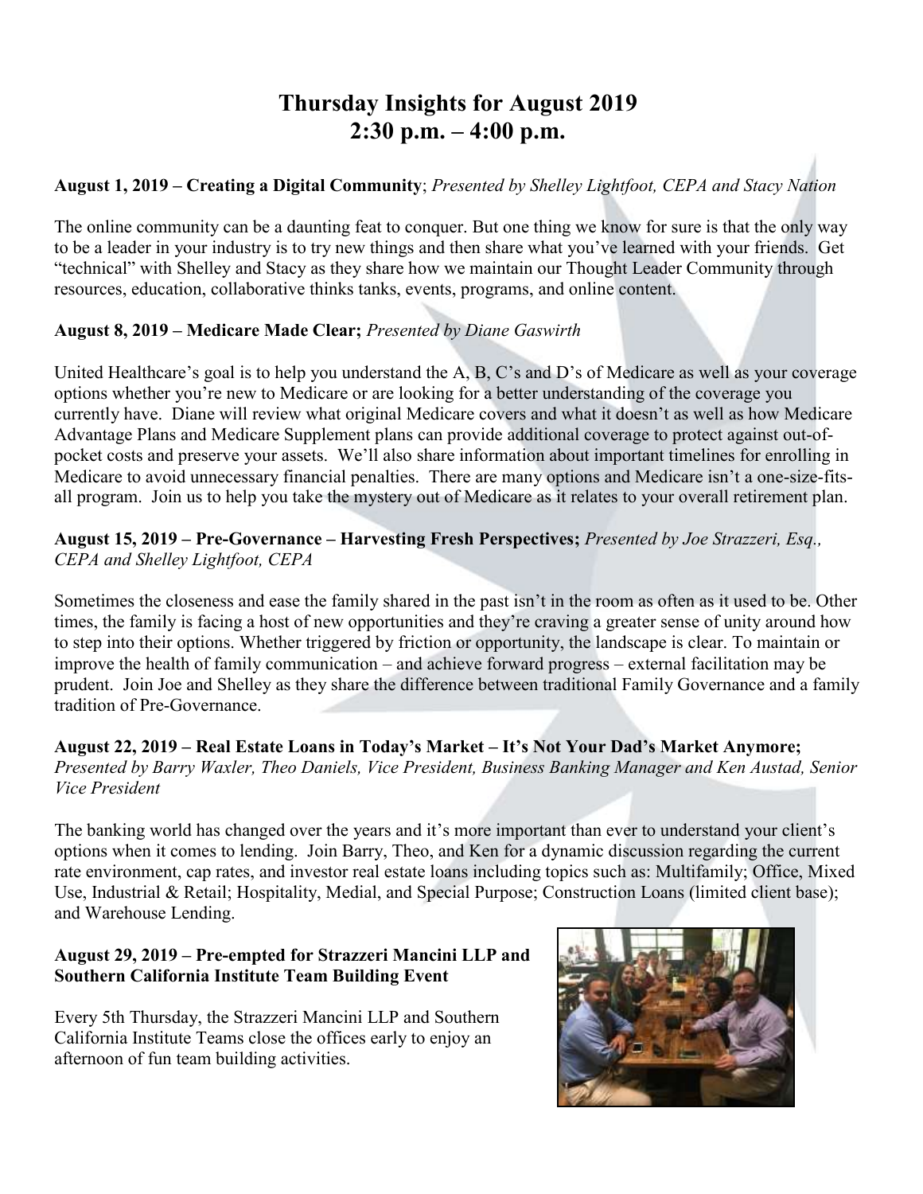# Thursday Insights for August 2019
# 2:30 p.m. – 4:00 p.m.

**August 1, 2019 – Creating a Digital Community**; *Presented by Shelley Lightfoot, CEPA and Stacy Nation*

The online community can be a daunting feat to conquer. But one thing we know for sure is that the only way to be a leader in your industry is to try new things and then share what you've learned with your friends. Get "technical" with Shelley and Stacy as they share how we maintain our Thought Leader Community through resources, education, collaborative thinks tanks, events, programs, and online content.

**August 8, 2019 – Medicare Made Clear;** *Presented by Diane Gaswirth*

United Healthcare's goal is to help you understand the A, B, C's and D's of Medicare as well as your coverage options whether you're new to Medicare or are looking for a better understanding of the coverage you currently have. Diane will review what original Medicare covers and what it doesn't as well as how Medicare Advantage Plans and Medicare Supplement plans can provide additional coverage to protect against out-of-pocket costs and preserve your assets. We'll also share information about important timelines for enrolling in Medicare to avoid unnecessary financial penalties. There are many options and Medicare isn't a one-size-fits-all program. Join us to help you take the mystery out of Medicare as it relates to your overall retirement plan.

**August 15, 2019 – Pre-Governance – Harvesting Fresh Perspectives;** *Presented by Joe Strazzeri, Esq., CEPA and Shelley Lightfoot, CEPA*

Sometimes the closeness and ease the family shared in the past isn't in the room as often as it used to be. Other times, the family is facing a host of new opportunities and they're craving a greater sense of unity around how to step into their options. Whether triggered by friction or opportunity, the landscape is clear. To maintain or improve the health of family communication – and achieve forward progress – external facilitation may be prudent. Join Joe and Shelley as they share the difference between traditional Family Governance and a family tradition of Pre-Governance.

**August 22, 2019 – Real Estate Loans in Today's Market – It's Not Your Dad's Market Anymore;** *Presented by Barry Waxler, Theo Daniels, Vice President, Business Banking Manager and Ken Austad, Senior Vice President*

The banking world has changed over the years and it's more important than ever to understand your client's options when it comes to lending. Join Barry, Theo, and Ken for a dynamic discussion regarding the current rate environment, cap rates, and investor real estate loans including topics such as: Multifamily; Office, Mixed Use, Industrial & Retail; Hospitality, Medial, and Special Purpose; Construction Loans (limited client base); and Warehouse Lending.

**August 29, 2019 – Pre-empted for Strazzeri Mancini LLP and Southern California Institute Team Building Event**

Every 5th Thursday, the Strazzeri Mancini LLP and Southern California Institute Teams close the offices early to enjoy an afternoon of fun team building activities.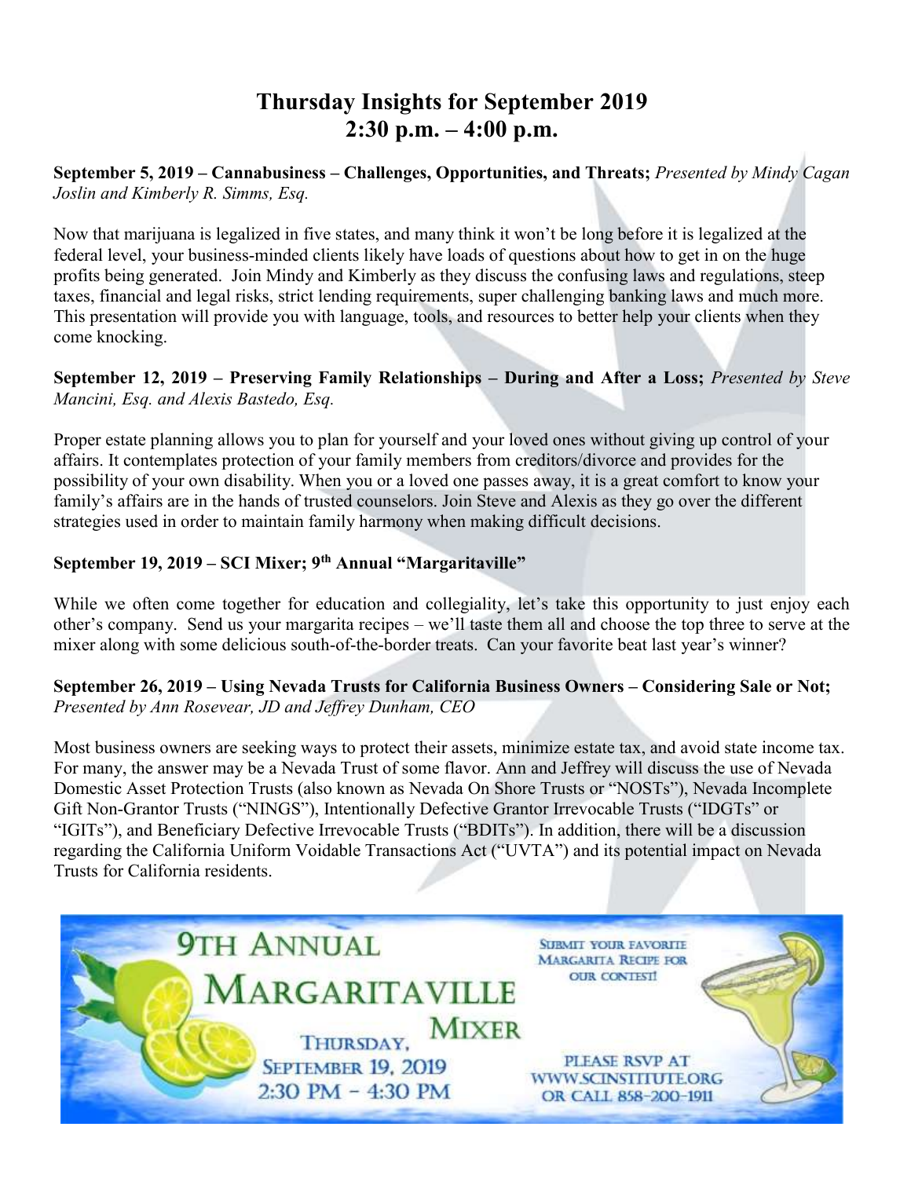# Thursday Insights for September 2019
# 2:30 p.m. – 4:00 p.m.

**September 5, 2019 – Cannabusiness – Challenges, Opportunities, and Threats;** *Presented by Mindy Cagan Joslin and Kimberly R. Simms, Esq.*

Now that marijuana is legalized in five states, and many think it won't be long before it is legalized at the federal level, your business-minded clients likely have loads of questions about how to get in on the huge profits being generated. Join Mindy and Kimberly as they discuss the confusing laws and regulations, steep taxes, financial and legal risks, strict lending requirements, super challenging banking laws and much more. This presentation will provide you with language, tools, and resources to better help your clients when they come knocking.

**September 12, 2019 – Preserving Family Relationships – During and After a Loss;** *Presented by Steve Mancini, Esq. and Alexis Bastedo, Esq.*

Proper estate planning allows you to plan for yourself and your loved ones without giving up control of your affairs. It contemplates protection of your family members from creditors/divorce and provides for the possibility of your own disability. When you or a loved one passes away, it is a great comfort to know your family's affairs are in the hands of trusted counselors. Join Steve and Alexis as they go over the different strategies used in order to maintain family harmony when making difficult decisions.

**September 19, 2019 – SCI Mixer; 9th Annual "Margaritaville"**

While we often come together for education and collegiality, let's take this opportunity to just enjoy each other's company. Send us your margarita recipes – we'll taste them all and choose the top three to serve at the mixer along with some delicious south-of-the-border treats. Can your favorite beat last year's winner?

**September 26, 2019 – Using Nevada Trusts for California Business Owners – Considering Sale or Not;** *Presented by Ann Rosevear, JD and Jeffrey Dunham, CEO*

Most business owners are seeking ways to protect their assets, minimize estate tax, and avoid state income tax. For many, the answer may be a Nevada Trust of some flavor. Ann and Jeffrey will discuss the use of Nevada Domestic Asset Protection Trusts (also known as Nevada On Shore Trusts or "NOSTs"), Nevada Incomplete Gift Non-Grantor Trusts ("NINGS"), Intentionally Defective Grantor Irrevocable Trusts ("IDGTs" or "IGITs"), and Beneficiary Defective Irrevocable Trusts ("BDITs"). In addition, there will be a discussion regarding the California Uniform Voidable Transactions Act ("UVTA") and its potential impact on Nevada Trusts for California residents.

9TH ANNUAL MARGARITAVILLE MIXER

THURSDAY, SEPTEMBER 19, 2019
2:30 PM – 4:30 PM

SUBMIT YOUR FAVORITE MARGARITA RECIPE FOR OUR CONTEST!

PLEASE RSVP AT WWW.SCINSTITUTE.ORG OR CALL 858-200-1911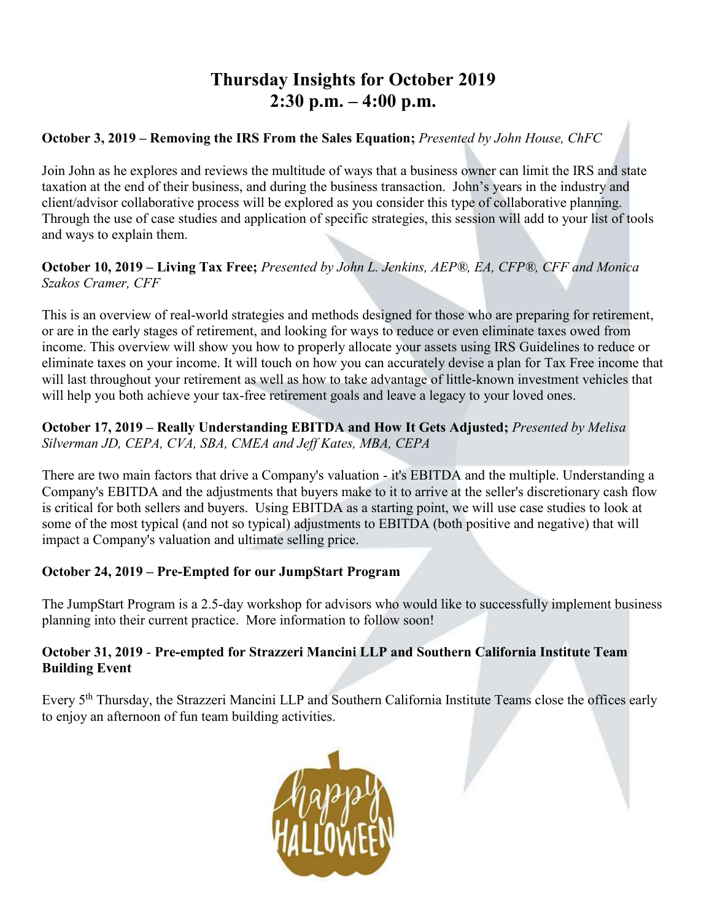# Thursday Insights for October 2019
# 2:30 p.m. – 4:00 p.m.

**October 3, 2019 – Removing the IRS From the Sales Equation;** *Presented by John House, ChFC*

Join John as he explores and reviews the multitude of ways that a business owner can limit the IRS and state taxation at the end of their business, and during the business transaction. John's years in the industry and client/advisor collaborative process will be explored as you consider this type of collaborative planning. Through the use of case studies and application of specific strategies, this session will add to your list of tools and ways to explain them.

**October 10, 2019 – Living Tax Free;** *Presented by John L. Jenkins, AEP®, EA, CFP®, CFF and Monica Szakos Cramer, CFF*

This is an overview of real-world strategies and methods designed for those who are preparing for retirement, or are in the early stages of retirement, and looking for ways to reduce or even eliminate taxes owed from income. This overview will show you how to properly allocate your assets using IRS Guidelines to reduce or eliminate taxes on your income. It will touch on how you can accurately devise a plan for Tax Free income that will last throughout your retirement as well as how to take advantage of little-known investment vehicles that will help you both achieve your tax-free retirement goals and leave a legacy to your loved ones.

**October 17, 2019 – Really Understanding EBITDA and How It Gets Adjusted;** *Presented by Melisa Silverman JD, CEPA, CVA, SBA, CMEA and Jeff Kates, MBA, CEPA*

There are two main factors that drive a Company's valuation - it's EBITDA and the multiple. Understanding a Company's EBITDA and the adjustments that buyers make to it to arrive at the seller's discretionary cash flow is critical for both sellers and buyers. Using EBITDA as a starting point, we will use case studies to look at some of the most typical (and not so typical) adjustments to EBITDA (both positive and negative) that will impact a Company's valuation and ultimate selling price.

**October 24, 2019 – Pre-Empted for our JumpStart Program**

The JumpStart Program is a 2.5-day workshop for advisors who would like to successfully implement business planning into their current practice. More information to follow soon!

**October 31, 2019 - Pre-empted for Strazzeri Mancini LLP and Southern California Institute Team Building Event**

Every 5th Thursday, the Strazzeri Mancini LLP and Southern California Institute Teams close the offices early to enjoy an afternoon of fun team building activities.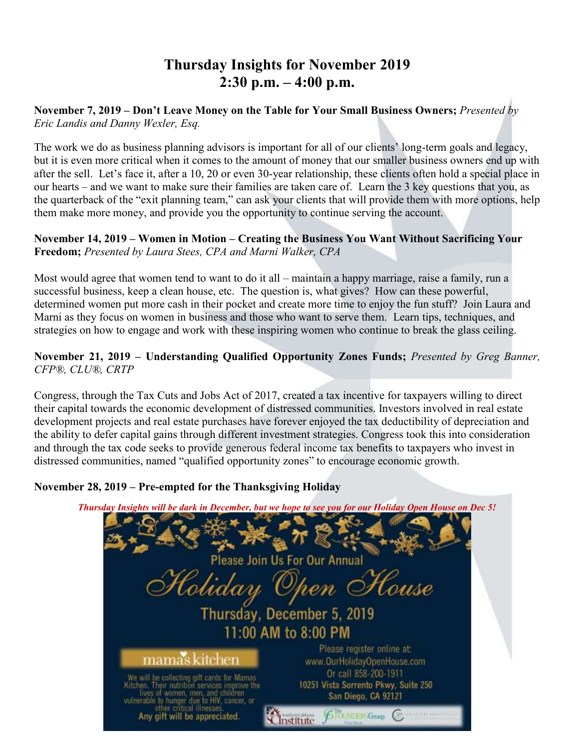# Thursday Insights for November 2019
# 2:30 p.m. – 4:00 p.m.

**November 7, 2019 – Don't Leave Money on the Table for Your Small Business Owners;** *Presented by Eric Landis and Danny Wexler, Esq.*

The work we do as business planning advisors is important for all of our clients' long-term goals and legacy, but it is even more critical when it comes to the amount of money that our smaller business owners end up with after the sell. Let's face it, after a 10, 20 or even 30-year relationship, these clients often hold a special place in our hearts – and we want to make sure their families are taken care of. Learn the 3 key questions that you, as the quarterback of the "exit planning team," can ask your clients that will provide them with more options, help them make more money, and provide you the opportunity to continue serving the account.

**November 14, 2019 – Women in Motion – Creating the Business You Want Without Sacrificing Your Freedom;** *Presented by Laura Stees, CPA and Marni Walker, CPA*

Most would agree that women tend to want to do it all – maintain a happy marriage, raise a family, run a successful business, keep a clean house, etc. The question is, what gives? How can these powerful, determined women put more cash in their pocket and create more time to enjoy the fun stuff? Join Laura and Marni as they focus on women in business and those who want to serve them. Learn tips, techniques, and strategies on how to engage and work with these inspiring women who continue to break the glass ceiling.

**November 21, 2019 – Understanding Qualified Opportunity Zones Funds;** *Presented by Greg Banner, CFP®, CLU®, CRTP*

Congress, through the Tax Cuts and Jobs Act of 2017, created a tax incentive for taxpayers willing to direct their capital towards the economic development of distressed communities. Investors involved in real estate development projects and real estate purchases have forever enjoyed the tax deductibility of depreciation and the ability to defer capital gains through different investment strategies. Congress took this into consideration and through the tax code seeks to provide generous federal income tax benefits to taxpayers who invest in distressed communities, named "qualified opportunity zones" to encourage economic growth.

**November 28, 2019 – Pre-empted for the Thanksgiving Holiday**

***Thursday Insights will be dark in December, but we hope to see you for our Holiday Open House on Dec 5!***

Please Join Us For Our Annual

*Holiday Open House*

Thursday, December 5, 2019
11:00 AM to 8:00 PM

mama's kitchen

We will be collecting gift cards for Mamas Kitchen. Their nutrition services improve the lives of women, men, and children vulnerable to hunger due to HIV, cancer, or other critical illnesses.
**Any gift will be appreciated.**

Please register online at:
www.OurHolidayOpenHouse.com
Or call 858-200-1911
10251 Vista Sorrento Pkwy, Suite 250
San Diego, CA 92121

Southern California Institute · The Founders Group